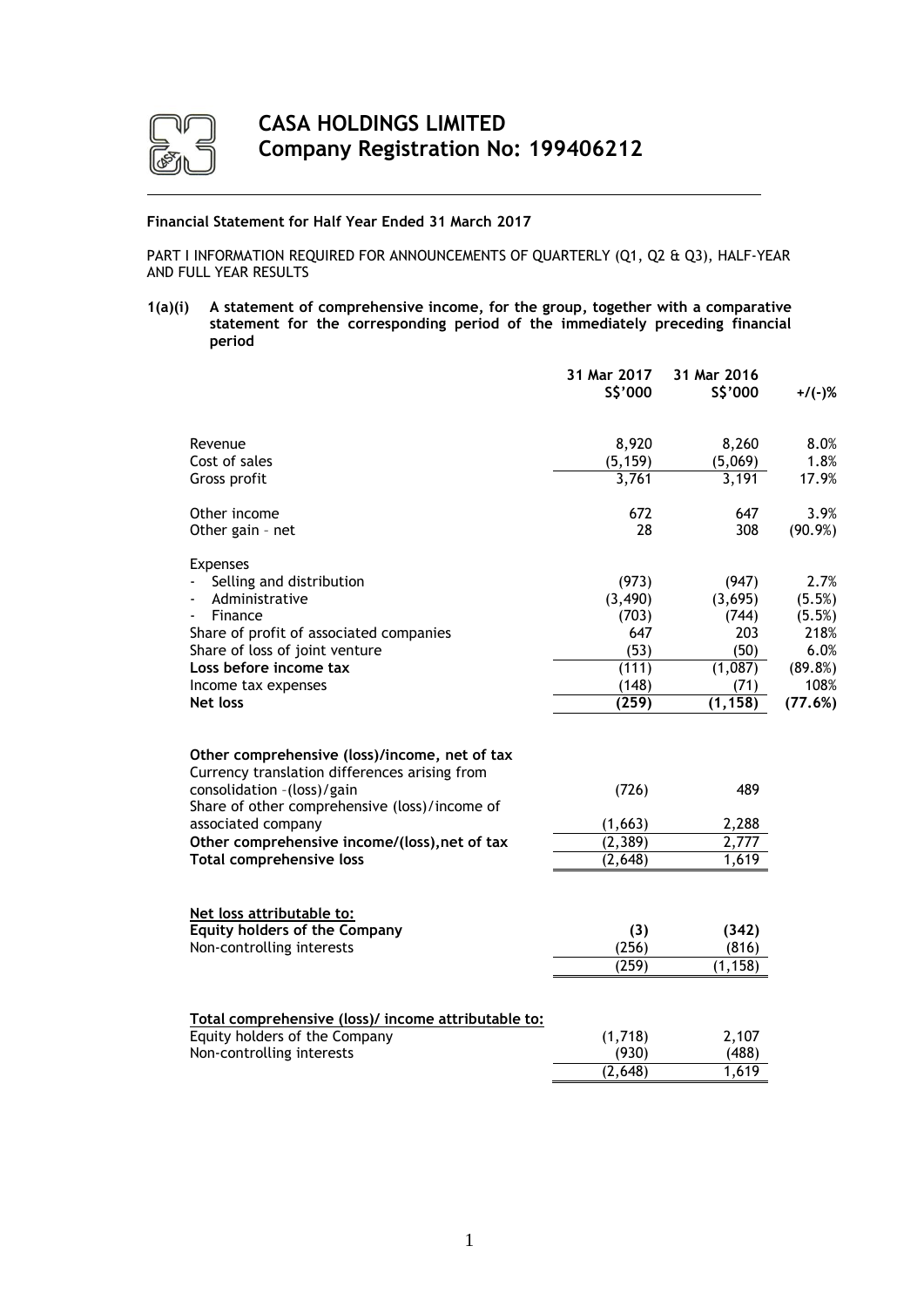# CASA HOLDINGS LIMITED
## Company Registration No: 199406212

**Financial Statement for Half Year Ended 31 March 2017**

PART I INFORMATION REQUIRED FOR ANNOUNCEMENTS OF QUARTERLY (Q1, Q2 & Q3), HALF-YEAR AND FULL YEAR RESULTS

**1(a)(i) A statement of comprehensive income, for the group, together with a comparative statement for the corresponding period of the immediately preceding financial period**

| | 31 Mar 2017 S$'000 | 31 Mar 2016 S$'000 | +/(-)% |
|---|---|---|---|
| Revenue | 8,920 | 8,260 | 8.0% |
| Cost of sales | (5,159) | (5,069) | 1.8% |
| Gross profit | 3,761 | 3,191 | 17.9% |
| | | | |
| Other income | 672 | 647 | 3.9% |
| Other gain – net | 28 | 308 | (90.9%) |
| | | | |
| Expenses | | | |
| - Selling and distribution | (973) | (947) | 2.7% |
| - Administrative | (3,490) | (3,695) | (5.5%) |
| - Finance | (703) | (744) | (5.5%) |
| Share of profit of associated companies | 647 | 203 | 218% |
| Share of loss of joint venture | (53) | (50) | 6.0% |
| **Loss before income tax** | (111) | (1,087) | (89.8%) |
| Income tax expenses | (148) | (71) | 108% |
| **Net loss** | **(259)** | **(1, 158)** | **(77.6%)** |
| | | | |
| **Other comprehensive (loss)/income, net of tax** | | | |
| Currency translation differences arising from consolidation –(loss)/gain | (726) | 489 | |
| Share of other comprehensive (loss)/income of associated company | (1,663) | 2,288 | |
| **Other comprehensive income/(loss),net of tax** | (2,389) | 2,777 | |
| **Total comprehensive loss** | (2,648) | 1,619 | |
| | | | |
| **Net loss attributable to:** | | | |
| **Equity holders of the Company** | **(3)** | **(342)** | |
| Non-controlling interests | (256) | (816) | |
| | (259) | (1,158) | |
| | | | |
| **Total comprehensive (loss)/ income attributable to:** | | | |
| Equity holders of the Company | (1,718) | 2,107 | |
| Non-controlling interests | (930) | (488) | |
| | (2,648) | 1,619 | |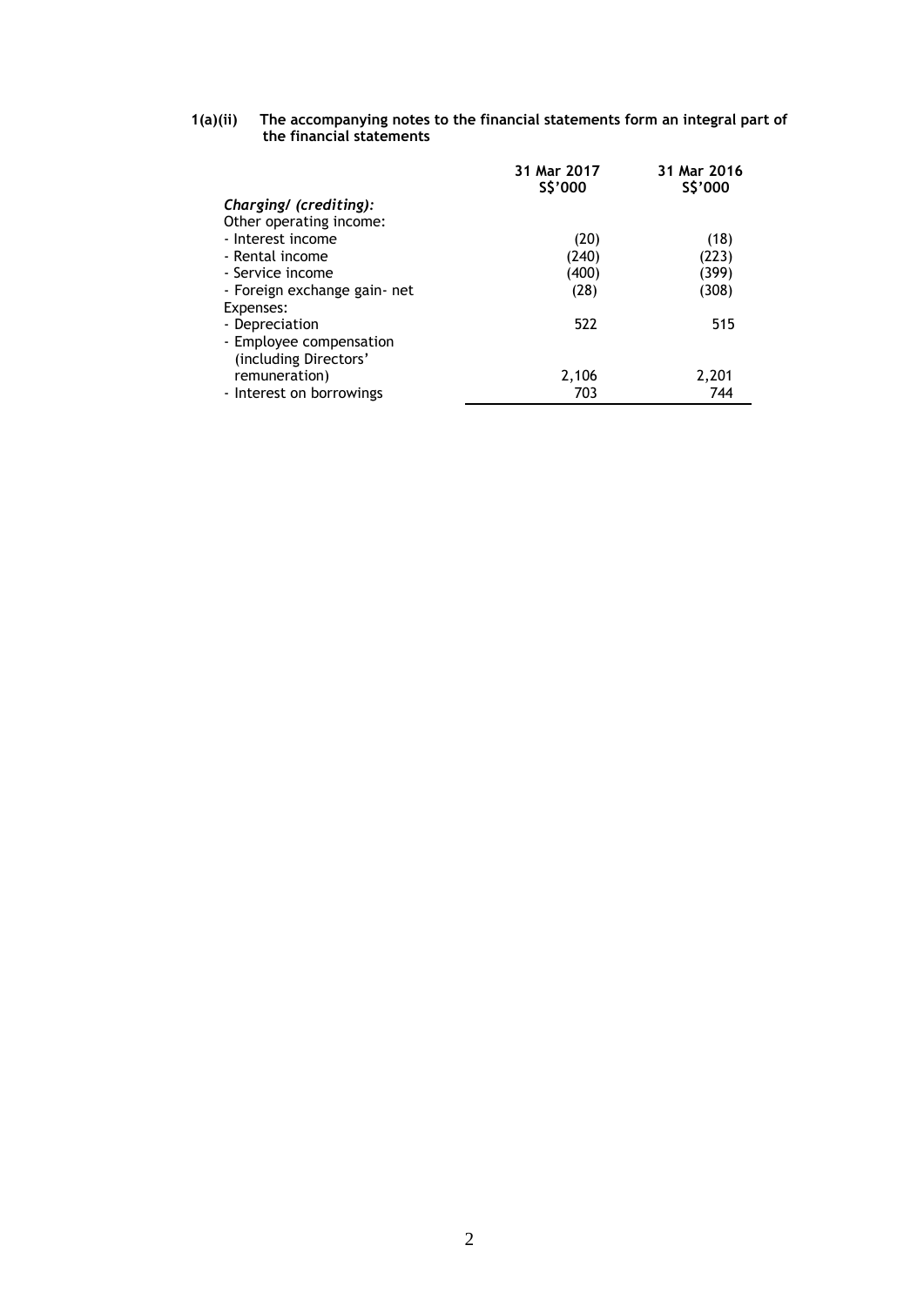**1(a)(ii) The accompanying notes to the financial statements form an integral part of the financial statements**

| | 31 Mar 2017<br>S$'000 | 31 Mar 2016<br>S$'000 |
|---|---|---|
| *Charging/ (crediting):* | | |
| Other operating income: | | |
| - Interest income | (20) | (18) |
| - Rental income | (240) | (223) |
| - Service income | (400) | (399) |
| - Foreign exchange gain- net | (28) | (308) |
| Expenses: | | |
| - Depreciation | 522 | 515 |
| - Employee compensation (including Directors' remuneration) | 2,106 | 2,201 |
| - Interest on borrowings | 703 | 744 |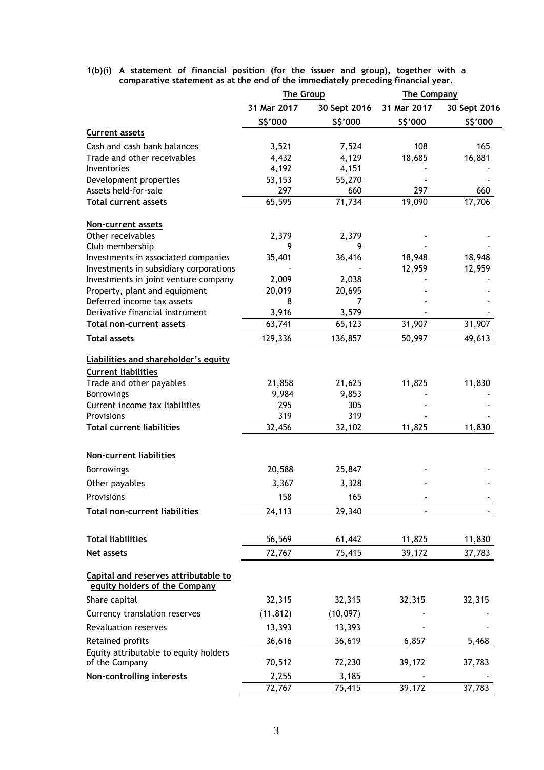**1(b)(i) A statement of financial position (for the issuer and group), together with a comparative statement as at the end of the immediately preceding financial year.**

| | The Group | | The Company | |
|---|---|---|---|---|
| | 31 Mar 2017 | 30 Sept 2016 | 31 Mar 2017 | 30 Sept 2016 |
| | S$'000 | S$'000 | S$'000 | S$'000 |
| **Current assets** | | | | |
| Cash and cash bank balances | 3,521 | 7,524 | 108 | 165 |
| Trade and other receivables | 4,432 | 4,129 | 18,685 | 16,881 |
| Inventories | 4,192 | 4,151 | - | - |
| Development properties | 53,153 | 55,270 | - | - |
| Assets held-for-sale | 297 | 660 | 297 | 660 |
| **Total current assets** | 65,595 | 71,734 | 19,090 | 17,706 |
| **Non-current assets** | | | | |
| Other receivables | 2,379 | 2,379 | - | - |
| Club membership | 9 | 9 | - | - |
| Investments in associated companies | 35,401 | 36,416 | 18,948 | 18,948 |
| Investments in subsidiary corporations | - | - | 12,959 | 12,959 |
| Investments in joint venture company | 2,009 | 2,038 | - | - |
| Property, plant and equipment | 20,019 | 20,695 | - | - |
| Deferred income tax assets | 8 | 7 | - | - |
| Derivative financial instrument | 3,916 | 3,579 | - | - |
| **Total non-current assets** | 63,741 | 65,123 | 31,907 | 31,907 |
| **Total assets** | 129,336 | 136,857 | 50,997 | 49,613 |
| **Liabilities and shareholder's equity** | | | | |
| **Current liabilities** | | | | |
| Trade and other payables | 21,858 | 21,625 | 11,825 | 11,830 |
| Borrowings | 9,984 | 9,853 | - | - |
| Current income tax liabilities | 295 | 305 | - | - |
| Provisions | 319 | 319 | - | - |
| **Total current liabilities** | 32,456 | 32,102 | 11,825 | 11,830 |
| **Non-current liabilities** | | | | |
| Borrowings | 20,588 | 25,847 | - | - |
| Other payables | 3,367 | 3,328 | - | - |
| Provisions | 158 | 165 | - | - |
| **Total non-current liabilities** | 24,113 | 29,340 | - | - |
| **Total liabilities** | 56,569 | 61,442 | 11,825 | 11,830 |
| **Net assets** | 72,767 | 75,415 | 39,172 | 37,783 |
| **Capital and reserves attributable to equity holders of the Company** | | | | |
| Share capital | 32,315 | 32,315 | 32,315 | 32,315 |
| Currency translation reserves | (11,812) | (10,097) | - | - |
| Revaluation reserves | 13,393 | 13,393 | - | - |
| Retained profits | 36,616 | 36,619 | 6,857 | 5,468 |
| Equity attributable to equity holders of the Company | 70,512 | 72,230 | 39,172 | 37,783 |
| **Non-controlling interests** | 2,255 | 3,185 | - | - |
| | 72,767 | 75,415 | 39,172 | 37,783 |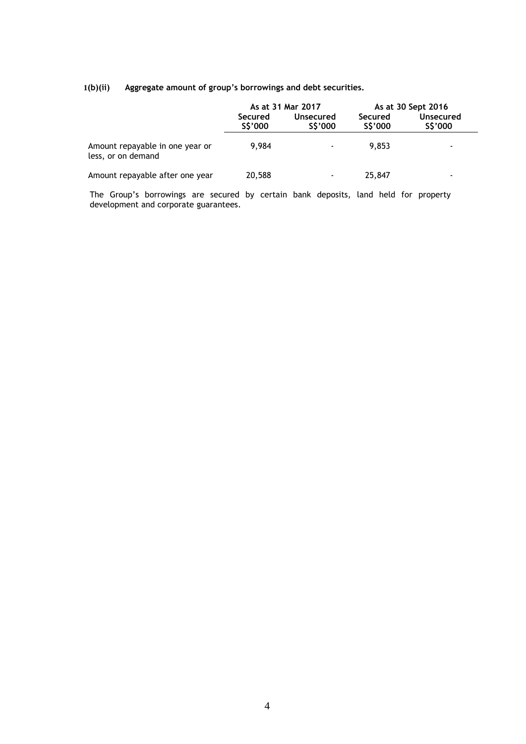**1(b)(ii) Aggregate amount of group's borrowings and debt securities.**

| | As at 31 Mar 2017 | | As at 30 Sept 2016 | |
|---|---|---|---|---|
| | Secured S$'000 | Unsecured S$'000 | Secured S$'000 | Unsecured S$'000 |
| Amount repayable in one year or less, or on demand | 9,984 | - | 9,853 | - |
| Amount repayable after one year | 20,588 | - | 25,847 | - |

The Group's borrowings are secured by certain bank deposits, land held for property development and corporate guarantees.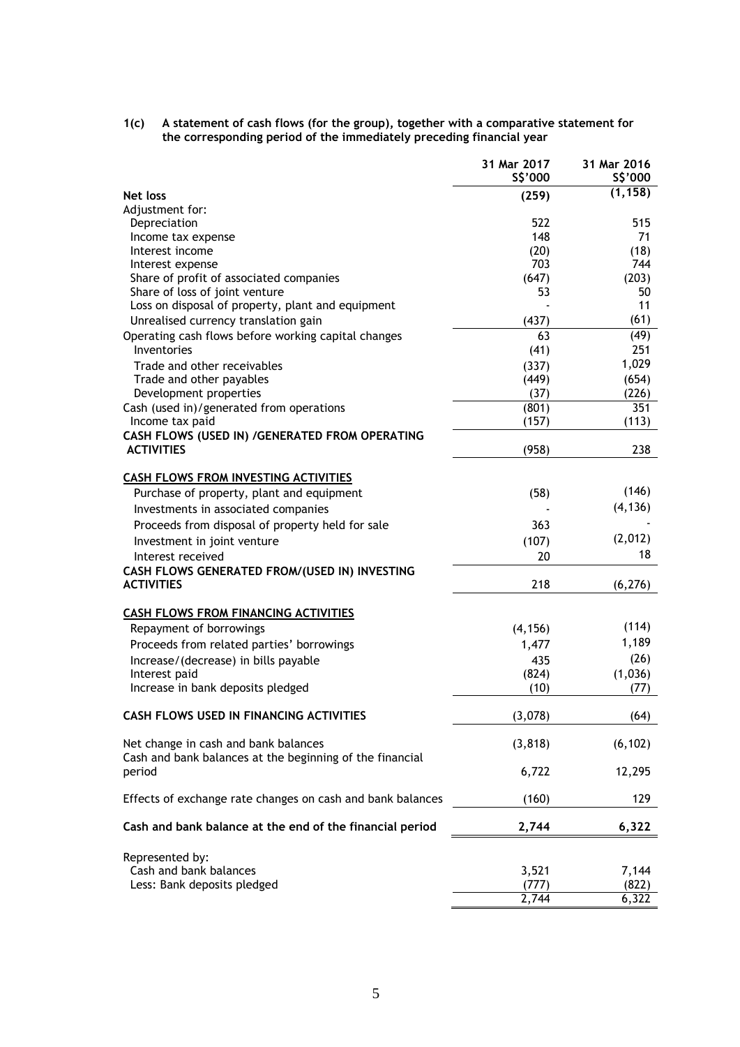**1(c) A statement of cash flows (for the group), together with a comparative statement for the corresponding period of the immediately preceding financial year**

| | 31 Mar 2017 S$'000 | 31 Mar 2016 S$'000 |
|---|---|---|
| **Net loss** | **(259)** | **(1, 158)** |
| Adjustment for: | | |
| Depreciation | 522 | 515 |
| Income tax expense | 148 | 71 |
| Interest income | (20) | (18) |
| Interest expense | 703 | 744 |
| Share of profit of associated companies | (647) | (203) |
| Share of loss of joint venture | 53 | 50 |
| Loss on disposal of property, plant and equipment | - | 11 |
| Unrealised currency translation gain | (437) | (61) |
| Operating cash flows before working capital changes | 63 | (49) |
| Inventories | (41) | 251 |
| Trade and other receivables | (337) | 1,029 |
| Trade and other payables | (449) | (654) |
| Development properties | (37) | (226) |
| Cash (used in)/generated from operations | (801) | 351 |
| Income tax paid | (157) | (113) |
| **CASH FLOWS (USED IN) /GENERATED FROM OPERATING ACTIVITIES** | (958) | 238 |
| | | |
| **CASH FLOWS FROM INVESTING ACTIVITIES** | | |
| Purchase of property, plant and equipment | (58) | (146) |
| Investments in associated companies | - | (4,136) |
| Proceeds from disposal of property held for sale | 363 | - |
| Investment in joint venture | (107) | (2,012) |
| Interest received | 20 | 18 |
| **CASH FLOWS GENERATED FROM/(USED IN) INVESTING ACTIVITIES** | 218 | (6,276) |
| | | |
| **CASH FLOWS FROM FINANCING ACTIVITIES** | | |
| Repayment of borrowings | (4,156) | (114) |
| Proceeds from related parties' borrowings | 1,477 | 1,189 |
| Increase/(decrease) in bills payable | 435 | (26) |
| Interest paid | (824) | (1,036) |
| Increase in bank deposits pledged | (10) | (77) |
| | | |
| **CASH FLOWS USED IN FINANCING ACTIVITIES** | (3,078) | (64) |
| | | |
| Net change in cash and bank balances | (3,818) | (6,102) |
| Cash and bank balances at the beginning of the financial period | 6,722 | 12,295 |
| | | |
| Effects of exchange rate changes on cash and bank balances | (160) | 129 |
| | | |
| **Cash and bank balance at the end of the financial period** | **2,744** | **6,322** |
| | | |
| Represented by: | | |
| Cash and bank balances | 3,521 | 7,144 |
| Less: Bank deposits pledged | (777) | (822) |
| | 2,744 | 6,322 |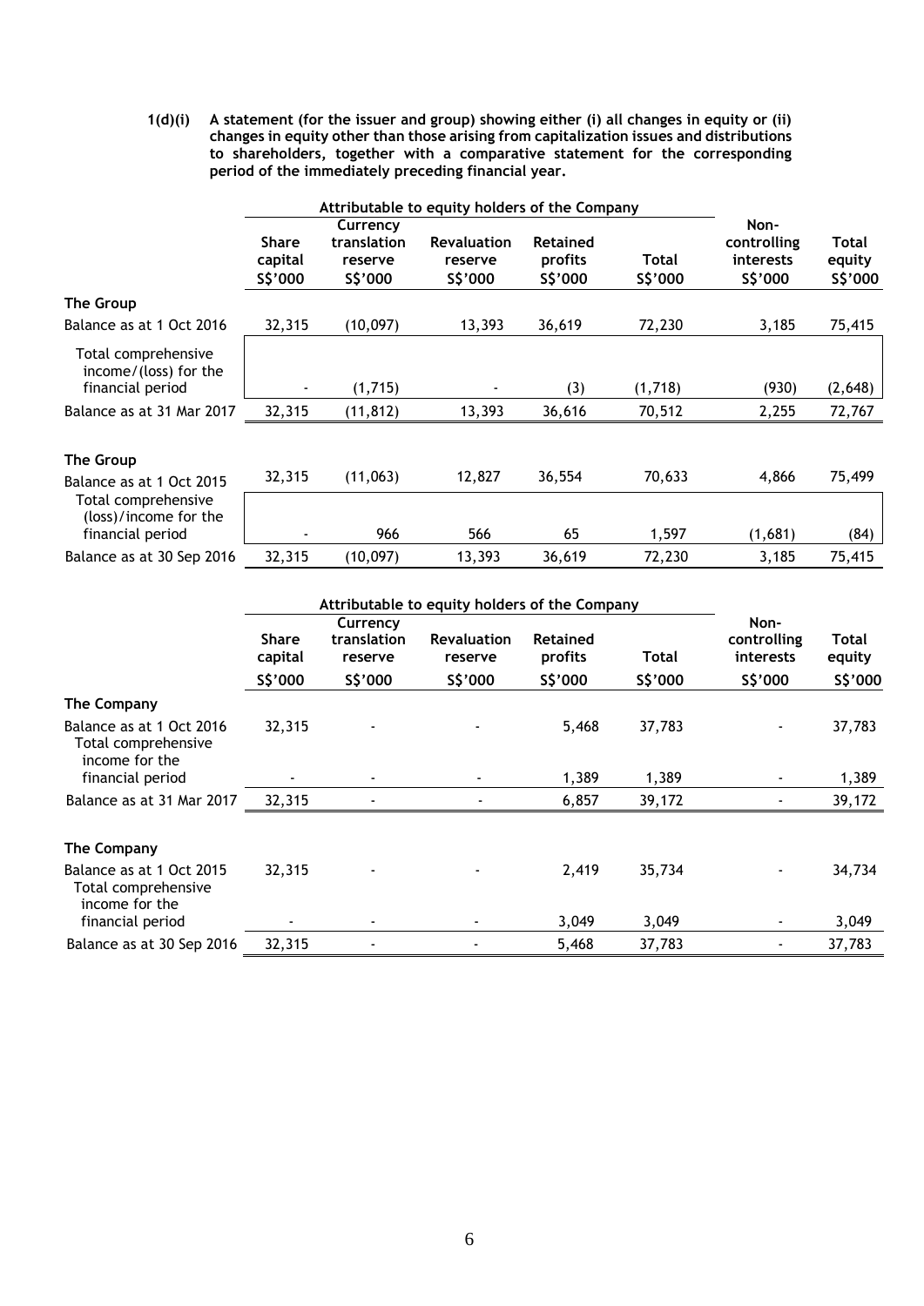**1(d)(i) A statement (for the issuer and group) showing either (i) all changes in equity or (ii) changes in equity other than those arising from capitalization issues and distributions to shareholders, together with a comparative statement for the corresponding period of the immediately preceding financial year.**

| | Attributable to equity holders of the Company | | | | | | |
|---|---|---|---|---|---|---|---|
| | **Share capital** | **Currency translation reserve** | **Revaluation reserve** | **Retained profits** | **Total** | **Non-controlling interests** | **Total equity** |
| | **S$'000** | **S$'000** | **S$'000** | **S$'000** | **S$'000** | **S$'000** | **S$'000** |
| **The Group** | | | | | | | |
| Balance as at 1 Oct 2016 | 32,315 | (10,097) | 13,393 | 36,619 | 72,230 | 3,185 | 75,415 |
| Total comprehensive income/(loss) for the financial period | - | (1,715) | - | (3) | (1,718) | (930) | (2,648) |
| Balance as at 31 Mar 2017 | 32,315 | (11,812) | 13,393 | 36,616 | 70,512 | 2,255 | 72,767 |
| | | | | | | | |
| **The Group** | | | | | | | |
| Balance as at 1 Oct 2015 | 32,315 | (11,063) | 12,827 | 36,554 | 70,633 | 4,866 | 75,499 |
| Total comprehensive (loss)/income for the financial period | - | 966 | 566 | 65 | 1,597 | (1,681) | (84) |
| Balance as at 30 Sep 2016 | 32,315 | (10,097) | 13,393 | 36,619 | 72,230 | 3,185 | 75,415 |

| | Attributable to equity holders of the Company | | | | | | |
|---|---|---|---|---|---|---|---|
| | **Share capital** | **Currency translation reserve** | **Revaluation reserve** | **Retained profits** | **Total** | **Non-controlling interests** | **Total equity** |
| | **S$'000** | **S$'000** | **S$'000** | **S$'000** | **S$'000** | **S$'000** | **S$'000** |
| **The Company** | | | | | | | |
| Balance as at 1 Oct 2016 | 32,315 | - | - | 5,468 | 37,783 | - | 37,783 |
| Total comprehensive income for the financial period | - | - | - | 1,389 | 1,389 | - | 1,389 |
| Balance as at 31 Mar 2017 | 32,315 | - | - | 6,857 | 39,172 | - | 39,172 |
| | | | | | | | |
| **The Company** | | | | | | | |
| Balance as at 1 Oct 2015 | 32,315 | - | - | 2,419 | 35,734 | - | 34,734 |
| Total comprehensive income for the financial period | - | - | - | 3,049 | 3,049 | - | 3,049 |
| Balance as at 30 Sep 2016 | 32,315 | - | - | 5,468 | 37,783 | - | 37,783 |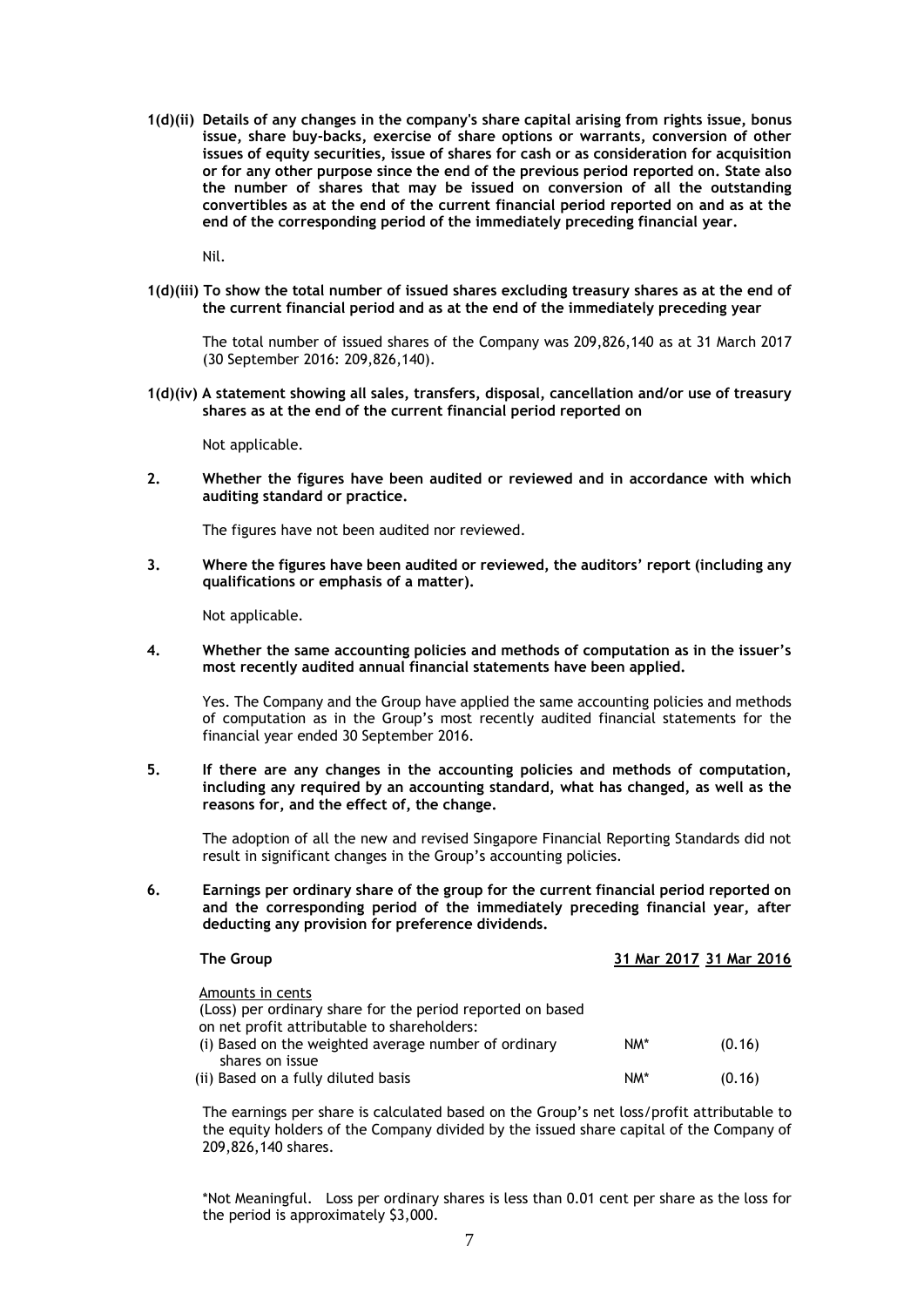**1(d)(ii) Details of any changes in the company's share capital arising from rights issue, bonus issue, share buy-backs, exercise of share options or warrants, conversion of other issues of equity securities, issue of shares for cash or as consideration for acquisition or for any other purpose since the end of the previous period reported on. State also the number of shares that may be issued on conversion of all the outstanding convertibles as at the end of the current financial period reported on and as at the end of the corresponding period of the immediately preceding financial year.**

Nil.

**1(d)(iii) To show the total number of issued shares excluding treasury shares as at the end of the current financial period and as at the end of the immediately preceding year**

The total number of issued shares of the Company was 209,826,140 as at 31 March 2017 (30 September 2016: 209,826,140).

**1(d)(iv) A statement showing all sales, transfers, disposal, cancellation and/or use of treasury shares as at the end of the current financial period reported on**

Not applicable.

**2. Whether the figures have been audited or reviewed and in accordance with which auditing standard or practice.**

The figures have not been audited nor reviewed.

**3. Where the figures have been audited or reviewed, the auditors' report (including any qualifications or emphasis of a matter).**

Not applicable.

**4. Whether the same accounting policies and methods of computation as in the issuer's most recently audited annual financial statements have been applied.**

Yes. The Company and the Group have applied the same accounting policies and methods of computation as in the Group's most recently audited financial statements for the financial year ended 30 September 2016.

**5. If there are any changes in the accounting policies and methods of computation, including any required by an accounting standard, what has changed, as well as the reasons for, and the effect of, the change.**

The adoption of all the new and revised Singapore Financial Reporting Standards did not result in significant changes in the Group's accounting policies.

**6. Earnings per ordinary share of the group for the current financial period reported on and the corresponding period of the immediately preceding financial year, after deducting any provision for preference dividends.**

| **The Group** | 31 Mar 2017 | 31 Mar 2016 |
|---|---|---|
| Amounts in cents | | |
| (Loss) per ordinary share for the period reported on based on net profit attributable to shareholders: | | |
| (i) Based on the weighted average number of ordinary shares on issue | NM* | (0.16) |
| (ii) Based on a fully diluted basis | NM* | (0.16) |

The earnings per share is calculated based on the Group's net loss/profit attributable to the equity holders of the Company divided by the issued share capital of the Company of 209,826,140 shares.

*Not Meaningful. Loss per ordinary shares is less than 0.01 cent per share as the loss for the period is approximately $3,000.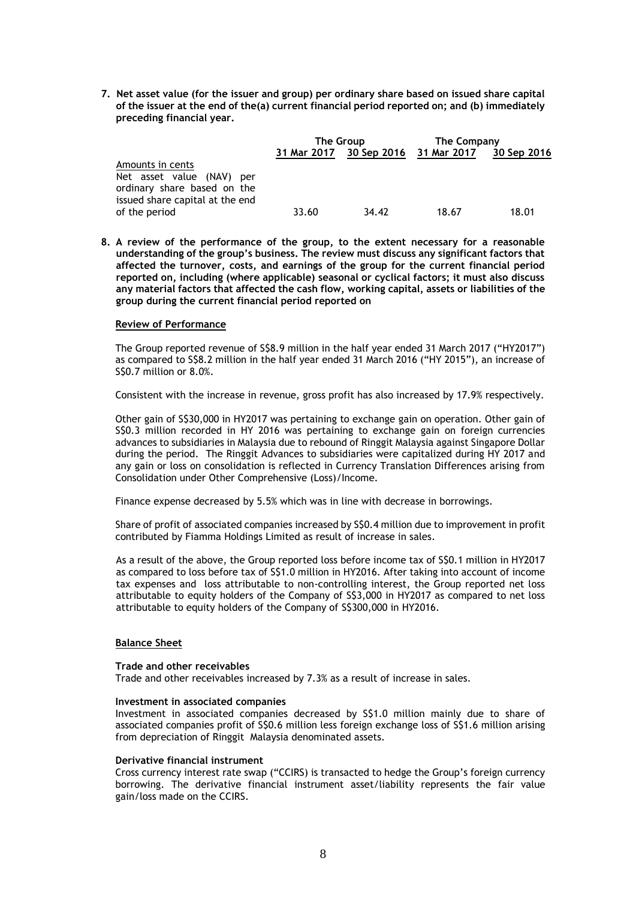**7. Net asset value (for the issuer and group) per ordinary share based on issued share capital of the issuer at the end of the(a) current financial period reported on; and (b) immediately preceding financial year.**

| | The Group | | The Company | |
|---|---|---|---|---|
| | 31 Mar 2017 | 30 Sep 2016 | 31 Mar 2017 | 30 Sep 2016 |
| Amounts in cents | | | | |
| Net asset value (NAV) per ordinary share based on the issued share capital at the end of the period | 33.60 | 34.42 | 18.67 | 18.01 |

**8. A review of the performance of the group, to the extent necessary for a reasonable understanding of the group's business. The review must discuss any significant factors that affected the turnover, costs, and earnings of the group for the current financial period reported on, including (where applicable) seasonal or cyclical factors; it must also discuss any material factors that affected the cash flow, working capital, assets or liabilities of the group during the current financial period reported on**

**Review of Performance**

The Group reported revenue of S$8.9 million in the half year ended 31 March 2017 ("HY2017") as compared to S$8.2 million in the half year ended 31 March 2016 ("HY 2015"), an increase of S$0.7 million or 8.0%.

Consistent with the increase in revenue, gross profit has also increased by 17.9% respectively.

Other gain of S$30,000 in HY2017 was pertaining to exchange gain on operation. Other gain of S$0.3 million recorded in HY 2016 was pertaining to exchange gain on foreign currencies advances to subsidiaries in Malaysia due to rebound of Ringgit Malaysia against Singapore Dollar during the period. The Ringgit Advances to subsidiaries were capitalized during HY 2017 and any gain or loss on consolidation is reflected in Currency Translation Differences arising from Consolidation under Other Comprehensive (Loss)/Income.

Finance expense decreased by 5.5% which was in line with decrease in borrowings.

Share of profit of associated companies increased by S$0.4 million due to improvement in profit contributed by Fiamma Holdings Limited as result of increase in sales.

As a result of the above, the Group reported loss before income tax of S$0.1 million in HY2017 as compared to loss before tax of S$1.0 million in HY2016. After taking into account of income tax expenses and loss attributable to non-controlling interest, the Group reported net loss attributable to equity holders of the Company of S$3,000 in HY2017 as compared to net loss attributable to equity holders of the Company of S$300,000 in HY2016.

**Balance Sheet**

**Trade and other receivables**

Trade and other receivables increased by 7.3% as a result of increase in sales.

**Investment in associated companies**

Investment in associated companies decreased by S$1.0 million mainly due to share of associated companies profit of S$0.6 million less foreign exchange loss of S$1.6 million arising from depreciation of Ringgit Malaysia denominated assets.

**Derivative financial instrument**

Cross currency interest rate swap ("CCIRS) is transacted to hedge the Group's foreign currency borrowing. The derivative financial instrument asset/liability represents the fair value gain/loss made on the CCIRS.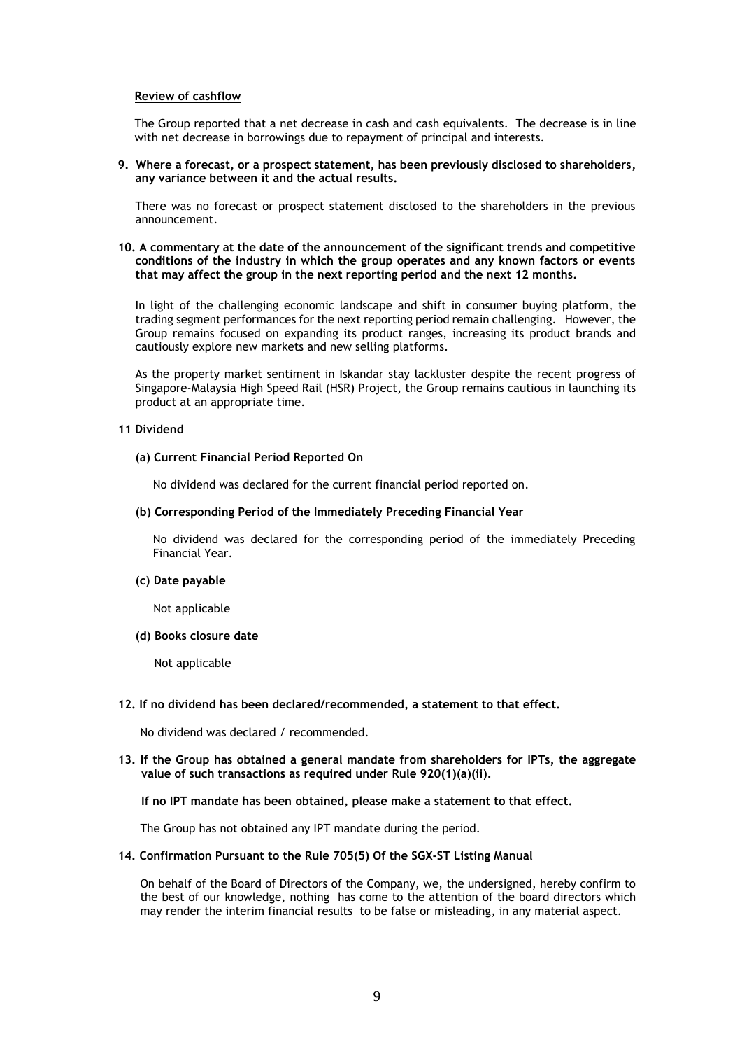**Review of cashflow**

The Group reported that a net decrease in cash and cash equivalents. The decrease is in line with net decrease in borrowings due to repayment of principal and interests.

**9. Where a forecast, or a prospect statement, has been previously disclosed to shareholders, any variance between it and the actual results.**

There was no forecast or prospect statement disclosed to the shareholders in the previous announcement.

**10. A commentary at the date of the announcement of the significant trends and competitive conditions of the industry in which the group operates and any known factors or events that may affect the group in the next reporting period and the next 12 months.**

In light of the challenging economic landscape and shift in consumer buying platform, the trading segment performances for the next reporting period remain challenging. However, the Group remains focused on expanding its product ranges, increasing its product brands and cautiously explore new markets and new selling platforms.

As the property market sentiment in Iskandar stay lackluster despite the recent progress of Singapore-Malaysia High Speed Rail (HSR) Project, the Group remains cautious in launching its product at an appropriate time.

**11 Dividend**

**(a) Current Financial Period Reported On**

No dividend was declared for the current financial period reported on.

**(b) Corresponding Period of the Immediately Preceding Financial Year**

No dividend was declared for the corresponding period of the immediately Preceding Financial Year.

**(c) Date payable**

Not applicable

**(d) Books closure date**

Not applicable

**12. If no dividend has been declared/recommended, a statement to that effect.**

No dividend was declared / recommended.

**13. If the Group has obtained a general mandate from shareholders for IPTs, the aggregate value of such transactions as required under Rule 920(1)(a)(ii).**

**If no IPT mandate has been obtained, please make a statement to that effect.**

The Group has not obtained any IPT mandate during the period.

**14. Confirmation Pursuant to the Rule 705(5) Of the SGX-ST Listing Manual**

On behalf of the Board of Directors of the Company, we, the undersigned, hereby confirm to the best of our knowledge, nothing has come to the attention of the board directors which may render the interim financial results to be false or misleading, in any material aspect.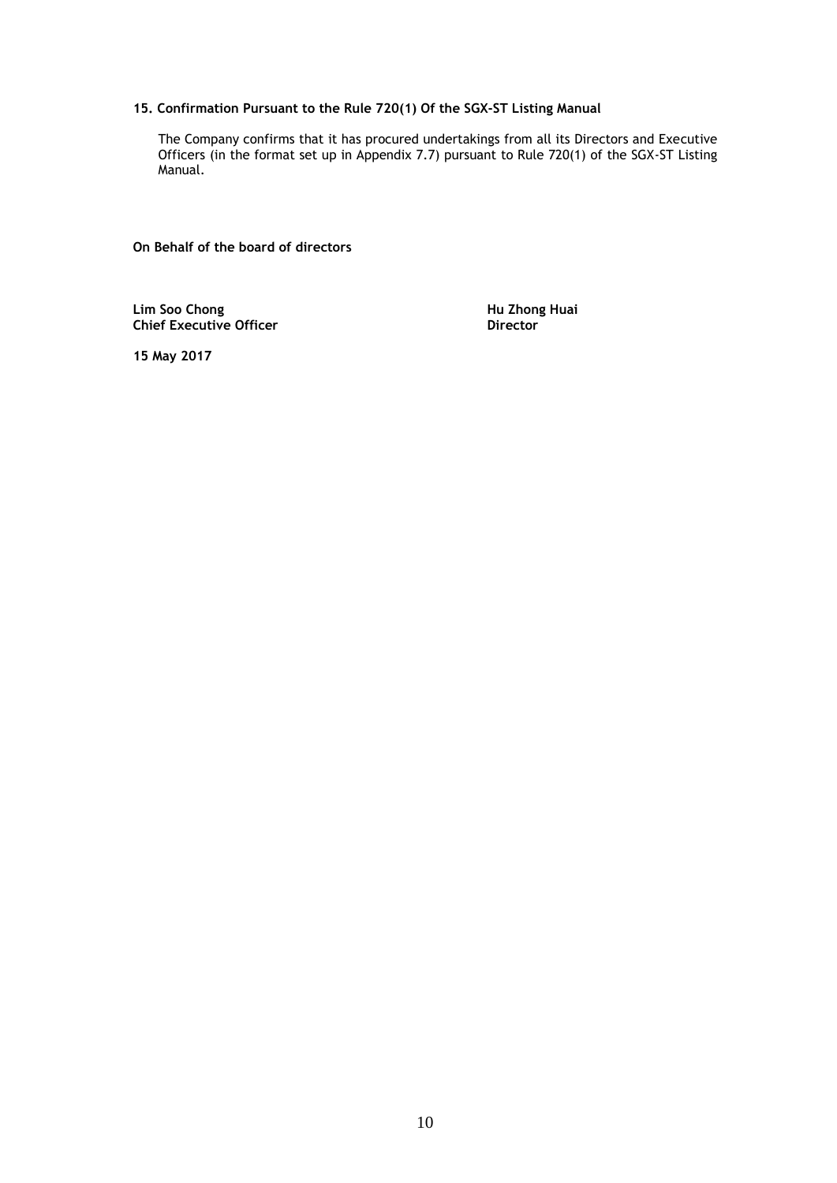**15. Confirmation Pursuant to the Rule 720(1) Of the SGX-ST Listing Manual**

The Company confirms that it has procured undertakings from all its Directors and Executive Officers (in the format set up in Appendix 7.7) pursuant to Rule 720(1) of the SGX-ST Listing Manual.

**On Behalf of the board of directors**

**Lim Soo Chong**
**Chief Executive Officer**

**Hu Zhong Huai**
**Director**

**15 May 2017**